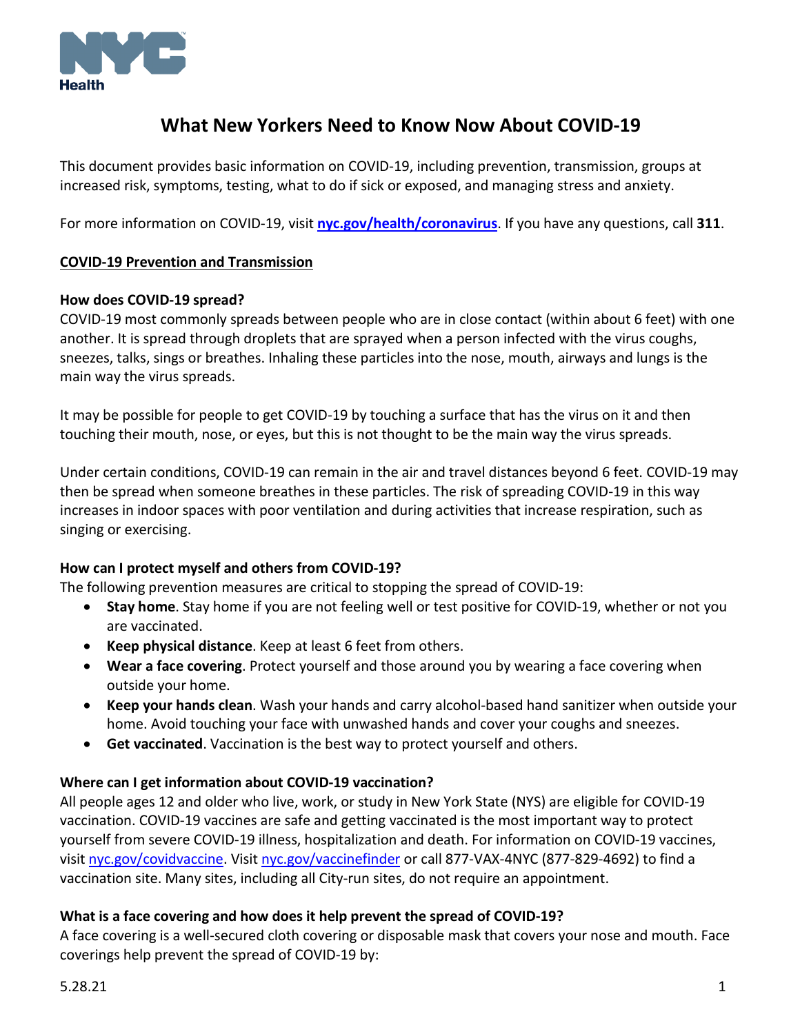# What New Yorkers Need to Know Now About COVID-19

This document provides basic information on COVID-19, including prevention, transmission, groups at increased risk, symptoms, testing, what to do if sick or exposed, and managing stress and anxiety.

For more information on COVID-19, visit **[nyc.gov/health/coronavirus](nyc.gov/health/coronavirus)**. If you have any questions, call **311**.

## COVID-19 Prevention and Transmission

### How does COVID-19 spread?

COVID-19 most commonly spreads between people who are in close contact (within about 6 feet) with one another. It is spread through droplets that are sprayed when a person infected with the virus coughs, sneezes, talks, sings or breathes. Inhaling these particles into the nose, mouth, airways and lungs is the main way the virus spreads.

It may be possible for people to get COVID-19 by touching a surface that has the virus on it and then touching their mouth, nose, or eyes, but this is not thought to be the main way the virus spreads.

Under certain conditions, COVID-19 can remain in the air and travel distances beyond 6 feet. COVID-19 may then be spread when someone breathes in these particles. The risk of spreading COVID-19 in this way increases in indoor spaces with poor ventilation and during activities that increase respiration, such as singing or exercising.

### How can I protect myself and others from COVID-19?

The following prevention measures are critical to stopping the spread of COVID-19:

- **Stay home**. Stay home if you are not feeling well or test positive for COVID-19, whether or not you are vaccinated.
- **Keep physical distance**. Keep at least 6 feet from others.
- **Wear a face covering**. Protect yourself and those around you by wearing a face covering when outside your home.
- **Keep your hands clean**. Wash your hands and carry alcohol-based hand sanitizer when outside your home. Avoid touching your face with unwashed hands and cover your coughs and sneezes.
- **Get vaccinated**. Vaccination is the best way to protect yourself and others.

### Where can I get information about COVID-19 vaccination?

All people ages 12 and older who live, work, or study in New York State (NYS) are eligible for COVID-19 vaccination. COVID-19 vaccines are safe and getting vaccinated is the most important way to protect yourself from severe COVID-19 illness, hospitalization and death. For information on COVID-19 vaccines, visit [nyc.gov/covidvaccine](nyc.gov/covidvaccine). Visit [nyc.gov/vaccinefinder](nyc.gov/vaccinefinder) or call 877-VAX-4NYC (877-829-4692) to find a vaccination site. Many sites, including all City-run sites, do not require an appointment.

### What is a face covering and how does it help prevent the spread of COVID-19?

A face covering is a well-secured cloth covering or disposable mask that covers your nose and mouth. Face coverings help prevent the spread of COVID-19 by:

5.28.21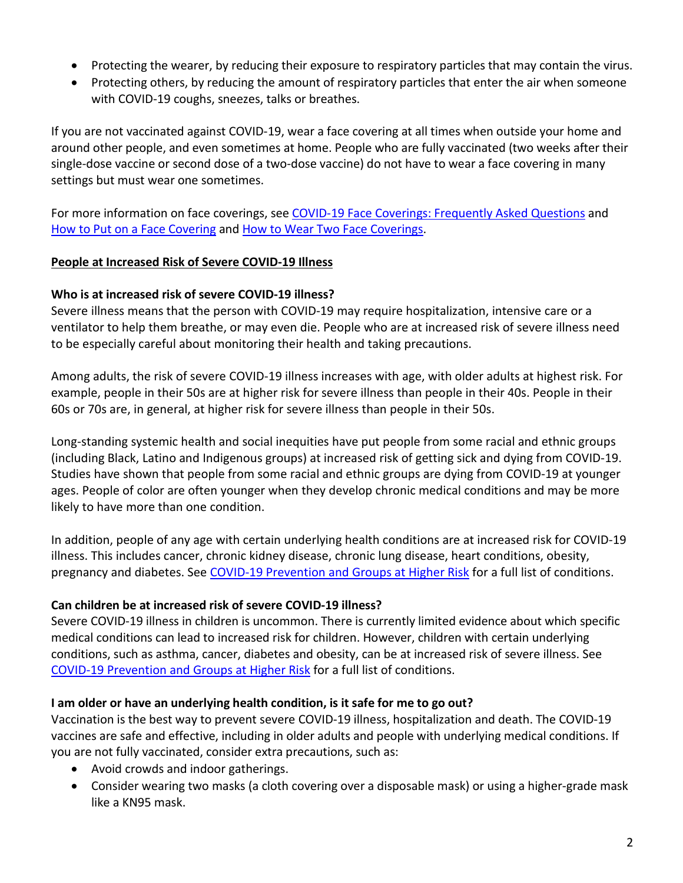- Protecting the wearer, by reducing their exposure to respiratory particles that may contain the virus.
- Protecting others, by reducing the amount of respiratory particles that enter the air when someone with COVID-19 coughs, sneezes, talks or breathes.

If you are not vaccinated against COVID-19, wear a face covering at all times when outside your home and around other people, and even sometimes at home. People who are fully vaccinated (two weeks after their single-dose vaccine or second dose of a two-dose vaccine) do not have to wear a face covering in many settings but must wear one sometimes.

For more information on face coverings, see [COVID-19 Face Coverings: Frequently Asked Questions] and [How to Put on a Face Covering] and [How to Wear Two Face Coverings].

## People at Increased Risk of Severe COVID-19 Illness

**Who is at increased risk of severe COVID-19 illness?**

Severe illness means that the person with COVID-19 may require hospitalization, intensive care or a ventilator to help them breathe, or may even die. People who are at increased risk of severe illness need to be especially careful about monitoring their health and taking precautions.

Among adults, the risk of severe COVID-19 illness increases with age, with older adults at highest risk. For example, people in their 50s are at higher risk for severe illness than people in their 40s. People in their 60s or 70s are, in general, at higher risk for severe illness than people in their 50s.

Long-standing systemic health and social inequities have put people from some racial and ethnic groups (including Black, Latino and Indigenous groups) at increased risk of getting sick and dying from COVID-19. Studies have shown that people from some racial and ethnic groups are dying from COVID-19 at younger ages. People of color are often younger when they develop chronic medical conditions and may be more likely to have more than one condition.

In addition, people of any age with certain underlying health conditions are at increased risk for COVID-19 illness. This includes cancer, chronic kidney disease, chronic lung disease, heart conditions, obesity, pregnancy and diabetes. See [COVID-19 Prevention and Groups at Higher Risk] for a full list of conditions.

**Can children be at increased risk of severe COVID-19 illness?**

Severe COVID-19 illness in children is uncommon. There is currently limited evidence about which specific medical conditions can lead to increased risk for children. However, children with certain underlying conditions, such as asthma, cancer, diabetes and obesity, can be at increased risk of severe illness. See [COVID-19 Prevention and Groups at Higher Risk] for a full list of conditions.

**I am older or have an underlying health condition, is it safe for me to go out?**

Vaccination is the best way to prevent severe COVID-19 illness, hospitalization and death. The COVID-19 vaccines are safe and effective, including in older adults and people with underlying medical conditions. If you are not fully vaccinated, consider extra precautions, such as:

- Avoid crowds and indoor gatherings.
- Consider wearing two masks (a cloth covering over a disposable mask) or using a higher-grade mask like a KN95 mask.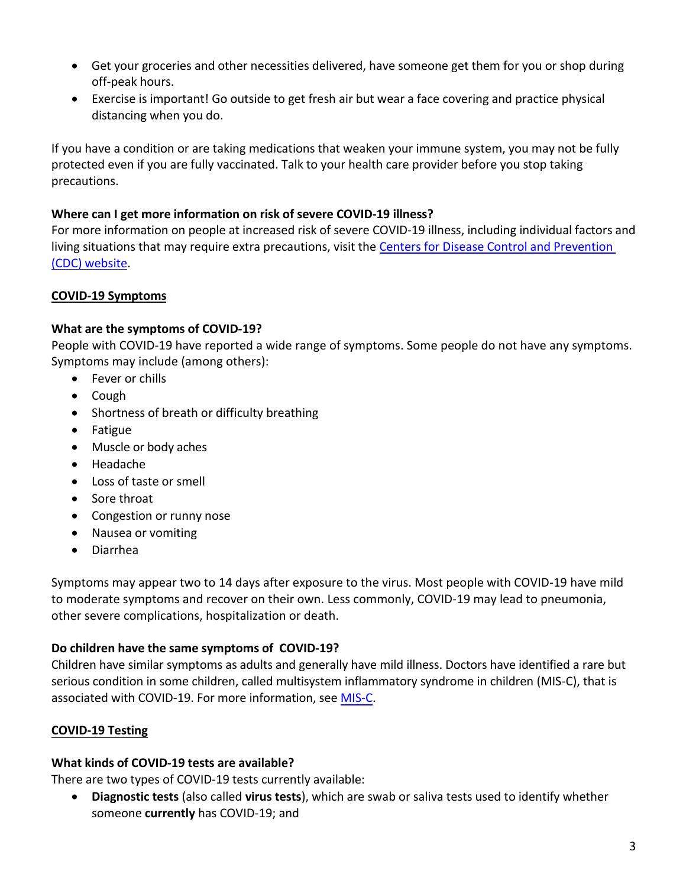- Get your groceries and other necessities delivered, have someone get them for you or shop during off-peak hours.
- Exercise is important! Go outside to get fresh air but wear a face covering and practice physical distancing when you do.

If you have a condition or are taking medications that weaken your immune system, you may not be fully protected even if you are fully vaccinated. Talk to your health care provider before you stop taking precautions.

### Where can I get more information on risk of severe COVID-19 illness?

For more information on people at increased risk of severe COVID-19 illness, including individual factors and living situations that may require extra precautions, visit the Centers for Disease Control and Prevention (CDC) website.

## COVID-19 Symptoms

### What are the symptoms of COVID-19?

People with COVID-19 have reported a wide range of symptoms. Some people do not have any symptoms. Symptoms may include (among others):

- Fever or chills
- Cough
- Shortness of breath or difficulty breathing
- Fatigue
- Muscle or body aches
- Headache
- Loss of taste or smell
- Sore throat
- Congestion or runny nose
- Nausea or vomiting
- Diarrhea

Symptoms may appear two to 14 days after exposure to the virus. Most people with COVID-19 have mild to moderate symptoms and recover on their own. Less commonly, COVID-19 may lead to pneumonia, other severe complications, hospitalization or death.

### Do children have the same symptoms of COVID-19?

Children have similar symptoms as adults and generally have mild illness. Doctors have identified a rare but serious condition in some children, called multisystem inflammatory syndrome in children (MIS-C), that is associated with COVID-19. For more information, see MIS-C.

## COVID-19 Testing

### What kinds of COVID-19 tests are available?

There are two types of COVID-19 tests currently available:

- **Diagnostic tests** (also called **virus tests**), which are swab or saliva tests used to identify whether someone **currently** has COVID-19; and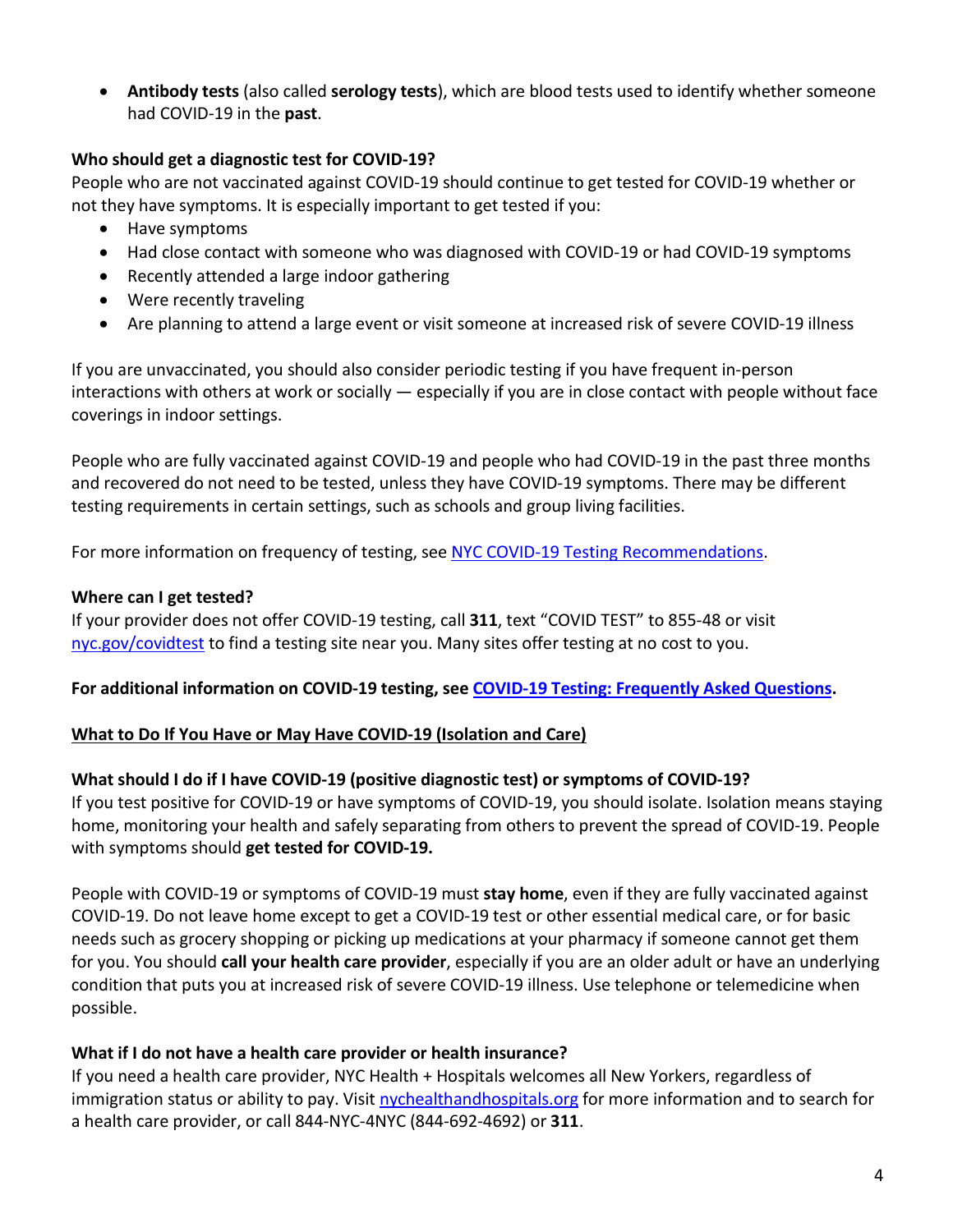- **Antibody tests** (also called **serology tests**), which are blood tests used to identify whether someone had COVID-19 in the **past**.

### Who should get a diagnostic test for COVID-19?

People who are not vaccinated against COVID-19 should continue to get tested for COVID-19 whether or not they have symptoms. It is especially important to get tested if you:

- Have symptoms
- Had close contact with someone who was diagnosed with COVID-19 or had COVID-19 symptoms
- Recently attended a large indoor gathering
- Were recently traveling
- Are planning to attend a large event or visit someone at increased risk of severe COVID-19 illness

If you are unvaccinated, you should also consider periodic testing if you have frequent in-person interactions with others at work or socially — especially if you are in close contact with people without face coverings in indoor settings.

People who are fully vaccinated against COVID-19 and people who had COVID-19 in the past three months and recovered do not need to be tested, unless they have COVID-19 symptoms. There may be different testing requirements in certain settings, such as schools and group living facilities.

For more information on frequency of testing, see [NYC COVID-19 Testing Recommendations](NYC COVID-19 Testing Recommendations).

### Where can I get tested?

If your provider does not offer COVID-19 testing, call **311**, text "COVID TEST" to 855-48 or visit [nyc.gov/covidtest](nyc.gov/covidtest) to find a testing site near you. Many sites offer testing at no cost to you.

**For additional information on COVID-19 testing, see [COVID-19 Testing: Frequently Asked Questions](COVID-19 Testing: Frequently Asked Questions).**

## What to Do If You Have or May Have COVID-19 (Isolation and Care)

### What should I do if I have COVID-19 (positive diagnostic test) or symptoms of COVID-19?

If you test positive for COVID-19 or have symptoms of COVID-19, you should isolate. Isolation means staying home, monitoring your health and safely separating from others to prevent the spread of COVID-19. People with symptoms should **get tested for COVID-19.**

People with COVID-19 or symptoms of COVID-19 must **stay home**, even if they are fully vaccinated against COVID-19. Do not leave home except to get a COVID-19 test or other essential medical care, or for basic needs such as grocery shopping or picking up medications at your pharmacy if someone cannot get them for you. You should **call your health care provider**, especially if you are an older adult or have an underlying condition that puts you at increased risk of severe COVID-19 illness. Use telephone or telemedicine when possible.

### What if I do not have a health care provider or health insurance?

If you need a health care provider, NYC Health + Hospitals welcomes all New Yorkers, regardless of immigration status or ability to pay. Visit [nychealthandhospitals.org](nychealthandhospitals.org) for more information and to search for a health care provider, or call 844-NYC-4NYC (844-692-4692) or **311**.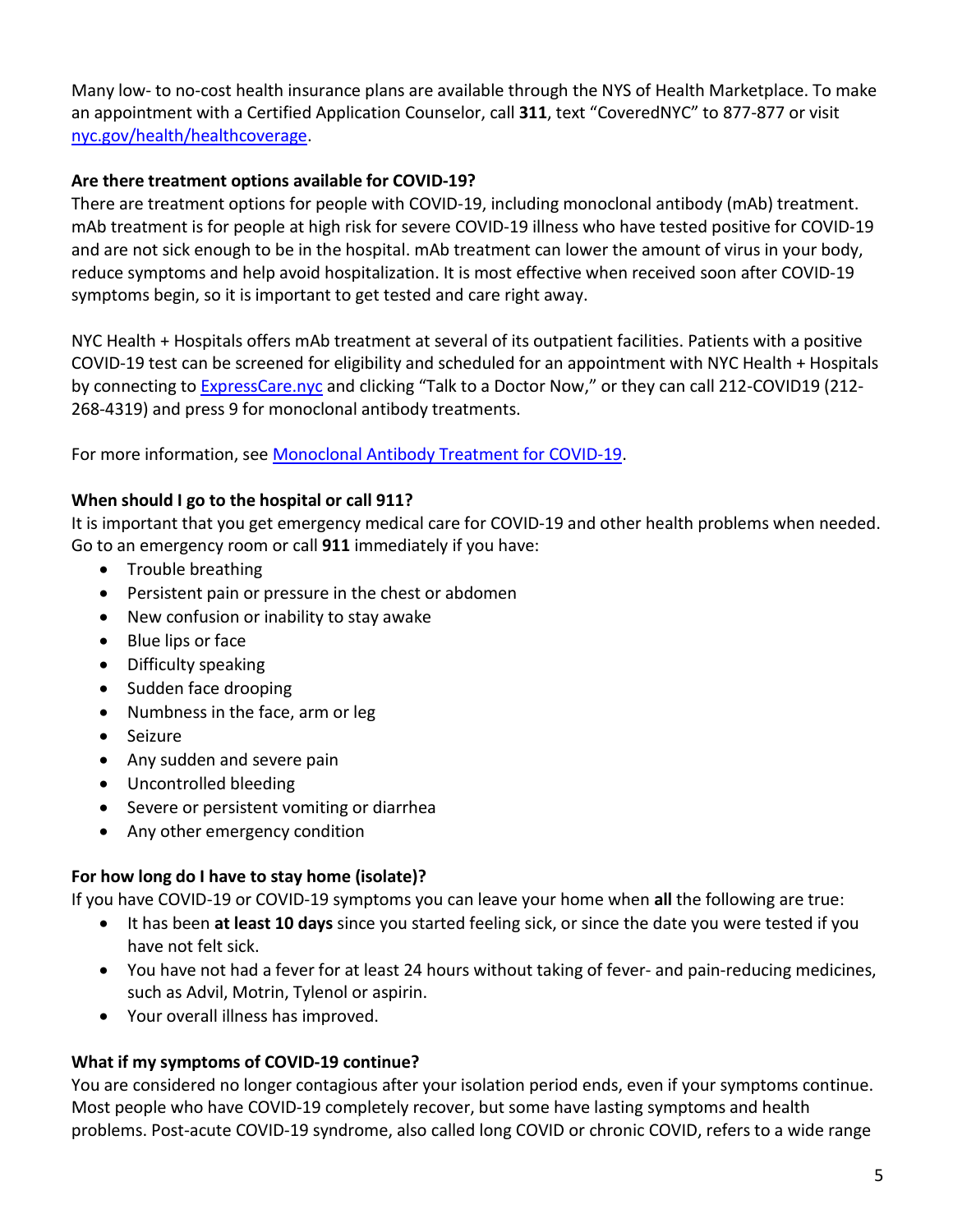Many low- to no-cost health insurance plans are available through the NYS of Health Marketplace. To make an appointment with a Certified Application Counselor, call **311**, text "CoveredNYC" to 877-877 or visit [nyc.gov/health/healthcoverage](nyc.gov/health/healthcoverage).

### Are there treatment options available for COVID-19?

There are treatment options for people with COVID-19, including monoclonal antibody (mAb) treatment. mAb treatment is for people at high risk for severe COVID-19 illness who have tested positive for COVID-19 and are not sick enough to be in the hospital. mAb treatment can lower the amount of virus in your body, reduce symptoms and help avoid hospitalization. It is most effective when received soon after COVID-19 symptoms begin, so it is important to get tested and care right away.

NYC Health + Hospitals offers mAb treatment at several of its outpatient facilities. Patients with a positive COVID-19 test can be screened for eligibility and scheduled for an appointment with NYC Health + Hospitals by connecting to [ExpressCare.nyc](ExpressCare.nyc) and clicking "Talk to a Doctor Now," or they can call 212-COVID19 (212-268-4319) and press 9 for monoclonal antibody treatments.

For more information, see [Monoclonal Antibody Treatment for COVID-19](Monoclonal Antibody Treatment for COVID-19).

### When should I go to the hospital or call 911?

It is important that you get emergency medical care for COVID-19 and other health problems when needed. Go to an emergency room or call **911** immediately if you have:

- Trouble breathing
- Persistent pain or pressure in the chest or abdomen
- New confusion or inability to stay awake
- Blue lips or face
- Difficulty speaking
- Sudden face drooping
- Numbness in the face, arm or leg
- Seizure
- Any sudden and severe pain
- Uncontrolled bleeding
- Severe or persistent vomiting or diarrhea
- Any other emergency condition

### For how long do I have to stay home (isolate)?

If you have COVID-19 or COVID-19 symptoms you can leave your home when **all** the following are true:

- It has been **at least 10 days** since you started feeling sick, or since the date you were tested if you have not felt sick.
- You have not had a fever for at least 24 hours without taking of fever- and pain-reducing medicines, such as Advil, Motrin, Tylenol or aspirin.
- Your overall illness has improved.

### What if my symptoms of COVID-19 continue?

You are considered no longer contagious after your isolation period ends, even if your symptoms continue. Most people who have COVID-19 completely recover, but some have lasting symptoms and health problems. Post-acute COVID-19 syndrome, also called long COVID or chronic COVID, refers to a wide range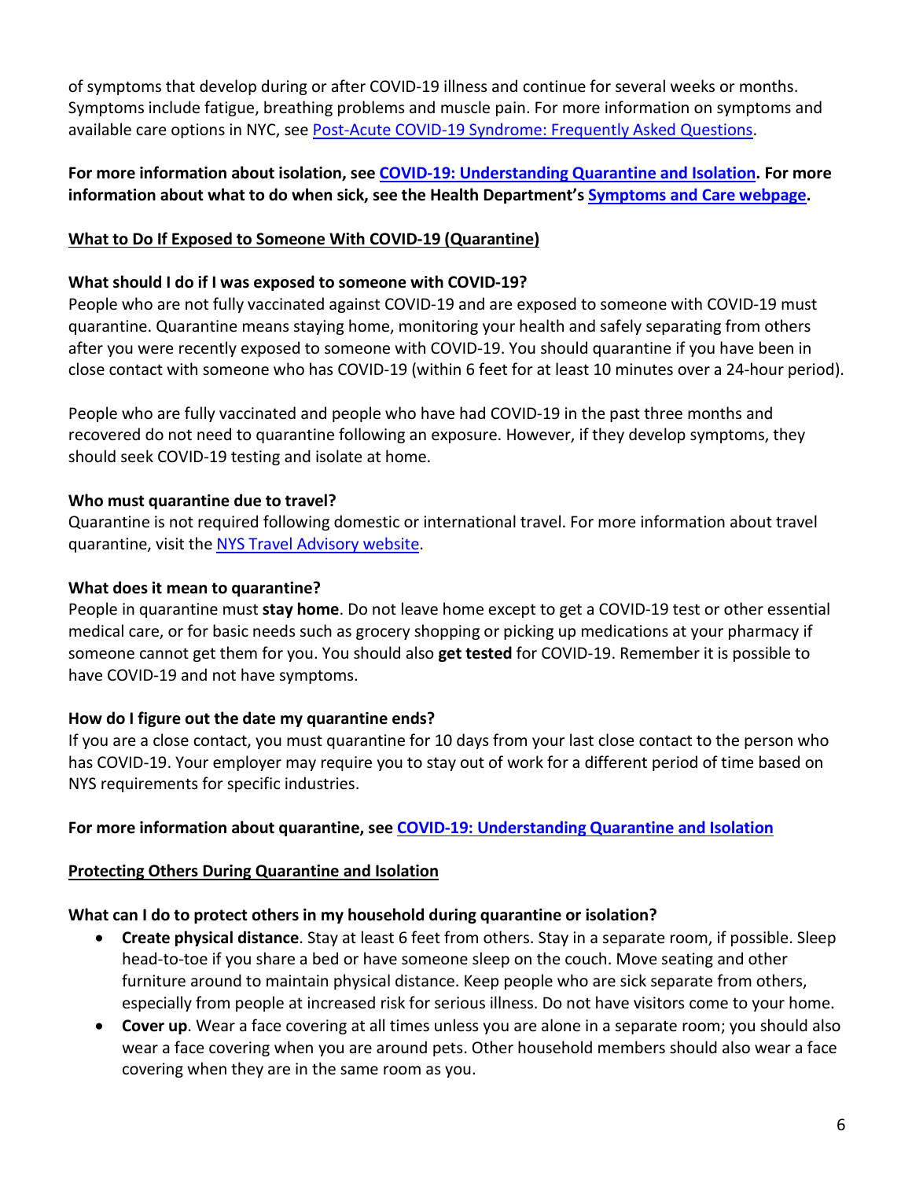of symptoms that develop during or after COVID-19 illness and continue for several weeks or months. Symptoms include fatigue, breathing problems and muscle pain. For more information on symptoms and available care options in NYC, see [Post-Acute COVID-19 Syndrome: Frequently Asked Questions](#).

**For more information about isolation, see [COVID-19: Understanding Quarantine and Isolation](#). For more information about what to do when sick, see the Health Department's [Symptoms and Care webpage](#).**

## What to Do If Exposed to Someone With COVID-19 (Quarantine)

### What should I do if I was exposed to someone with COVID-19?

People who are not fully vaccinated against COVID-19 and are exposed to someone with COVID-19 must quarantine. Quarantine means staying home, monitoring your health and safely separating from others after you were recently exposed to someone with COVID-19. You should quarantine if you have been in close contact with someone who has COVID-19 (within 6 feet for at least 10 minutes over a 24-hour period).

People who are fully vaccinated and people who have had COVID-19 in the past three months and recovered do not need to quarantine following an exposure. However, if they develop symptoms, they should seek COVID-19 testing and isolate at home.

### Who must quarantine due to travel?

Quarantine is not required following domestic or international travel. For more information about travel quarantine, visit the [NYS Travel Advisory website](#).

### What does it mean to quarantine?

People in quarantine must **stay home**. Do not leave home except to get a COVID-19 test or other essential medical care, or for basic needs such as grocery shopping or picking up medications at your pharmacy if someone cannot get them for you. You should also **get tested** for COVID-19. Remember it is possible to have COVID-19 and not have symptoms.

### How do I figure out the date my quarantine ends?

If you are a close contact, you must quarantine for 10 days from your last close contact to the person who has COVID-19. Your employer may require you to stay out of work for a different period of time based on NYS requirements for specific industries.

**For more information about quarantine, see [COVID-19: Understanding Quarantine and Isolation](#)**

## Protecting Others During Quarantine and Isolation

### What can I do to protect others in my household during quarantine or isolation?

- **Create physical distance**. Stay at least 6 feet from others. Stay in a separate room, if possible. Sleep head-to-toe if you share a bed or have someone sleep on the couch. Move seating and other furniture around to maintain physical distance. Keep people who are sick separate from others, especially from people at increased risk for serious illness. Do not have visitors come to your home.
- **Cover up**. Wear a face covering at all times unless you are alone in a separate room; you should also wear a face covering when you are around pets. Other household members should also wear a face covering when they are in the same room as you.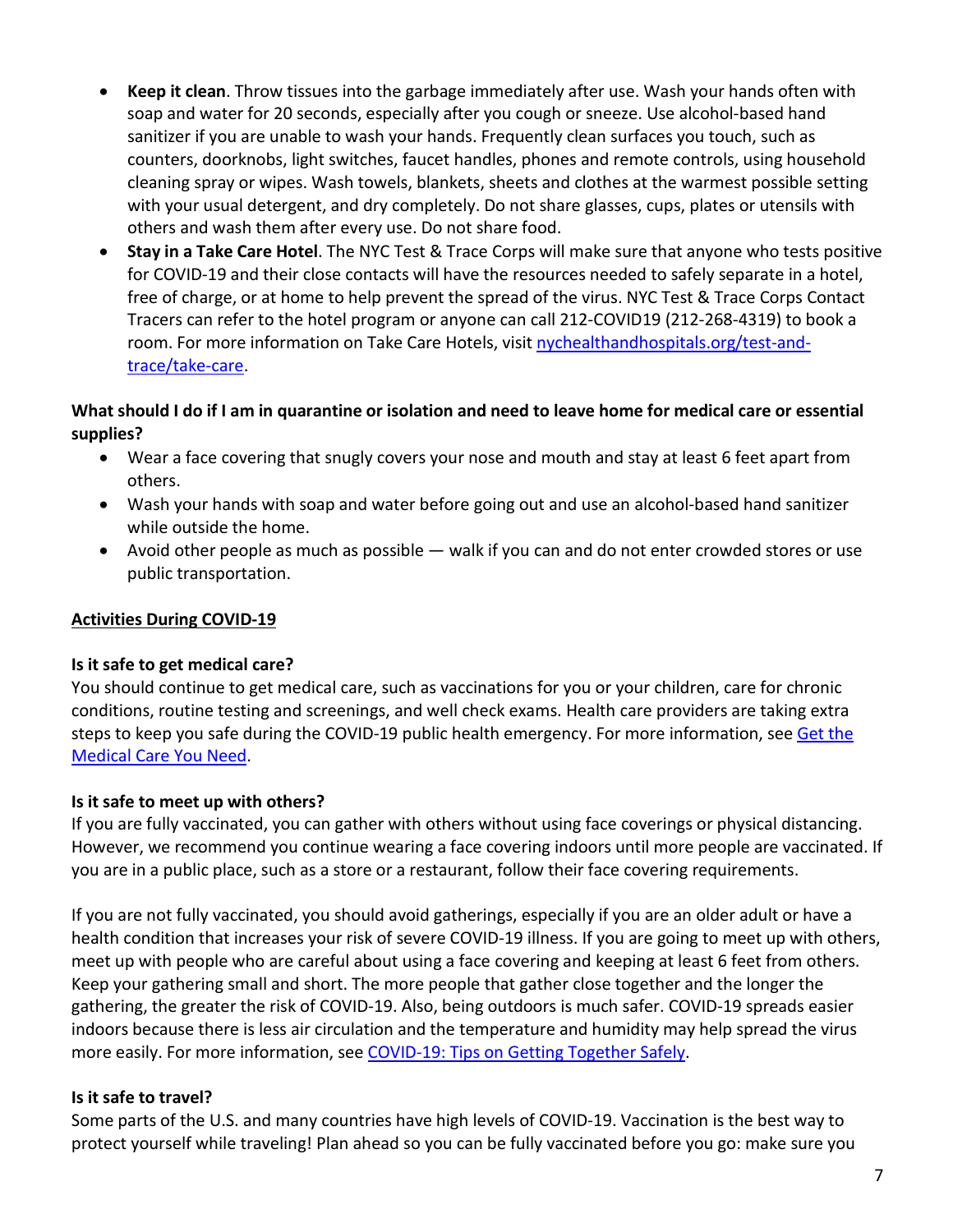- **Keep it clean**. Throw tissues into the garbage immediately after use. Wash your hands often with soap and water for 20 seconds, especially after you cough or sneeze. Use alcohol-based hand sanitizer if you are unable to wash your hands. Frequently clean surfaces you touch, such as counters, doorknobs, light switches, faucet handles, phones and remote controls, using household cleaning spray or wipes. Wash towels, blankets, sheets and clothes at the warmest possible setting with your usual detergent, and dry completely. Do not share glasses, cups, plates or utensils with others and wash them after every use. Do not share food.
- **Stay in a Take Care Hotel**. The NYC Test & Trace Corps will make sure that anyone who tests positive for COVID-19 and their close contacts will have the resources needed to safely separate in a hotel, free of charge, or at home to help prevent the spread of the virus. NYC Test & Trace Corps Contact Tracers can refer to the hotel program or anyone can call 212-COVID19 (212-268-4319) to book a room. For more information on Take Care Hotels, visit [nychealthandhospitals.org/test-and-trace/take-care](nychealthandhospitals.org/test-and-trace/take-care).

**What should I do if I am in quarantine or isolation and need to leave home for medical care or essential supplies?**

- Wear a face covering that snugly covers your nose and mouth and stay at least 6 feet apart from others.
- Wash your hands with soap and water before going out and use an alcohol-based hand sanitizer while outside the home.
- Avoid other people as much as possible — walk if you can and do not enter crowded stores or use public transportation.

## Activities During COVID-19

### Is it safe to get medical care?

You should continue to get medical care, such as vaccinations for you or your children, care for chronic conditions, routine testing and screenings, and well check exams. Health care providers are taking extra steps to keep you safe during the COVID-19 public health emergency. For more information, see Get the Medical Care You Need.

### Is it safe to meet up with others?

If you are fully vaccinated, you can gather with others without using face coverings or physical distancing. However, we recommend you continue wearing a face covering indoors until more people are vaccinated. If you are in a public place, such as a store or a restaurant, follow their face covering requirements.

If you are not fully vaccinated, you should avoid gatherings, especially if you are an older adult or have a health condition that increases your risk of severe COVID-19 illness. If you are going to meet up with others, meet up with people who are careful about using a face covering and keeping at least 6 feet from others. Keep your gathering small and short. The more people that gather close together and the longer the gathering, the greater the risk of COVID-19. Also, being outdoors is much safer. COVID-19 spreads easier indoors because there is less air circulation and the temperature and humidity may help spread the virus more easily. For more information, see COVID-19: Tips on Getting Together Safely.

### Is it safe to travel?

Some parts of the U.S. and many countries have high levels of COVID-19. Vaccination is the best way to protect yourself while traveling! Plan ahead so you can be fully vaccinated before you go: make sure you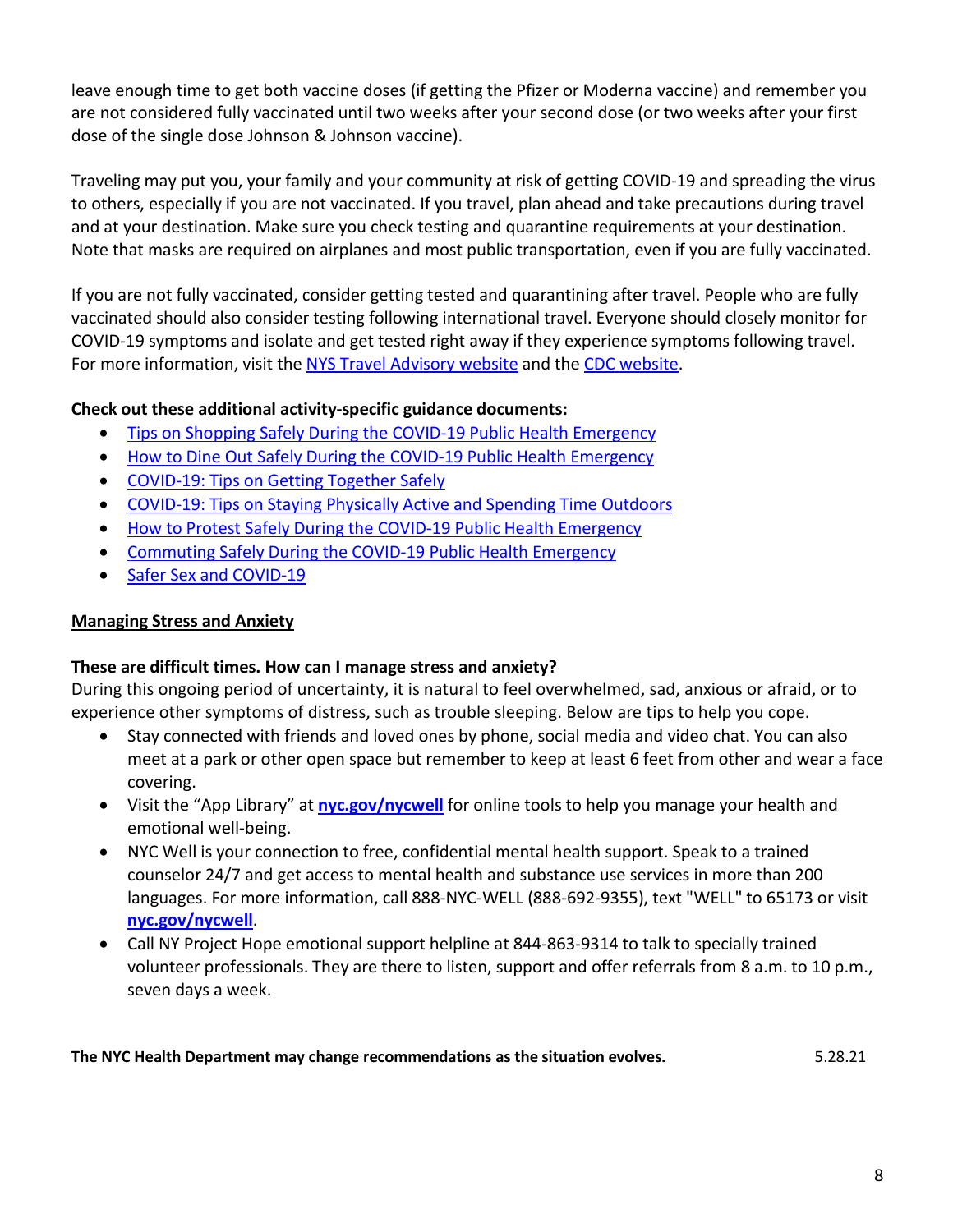leave enough time to get both vaccine doses (if getting the Pfizer or Moderna vaccine) and remember you are not considered fully vaccinated until two weeks after your second dose (or two weeks after your first dose of the single dose Johnson & Johnson vaccine).

Traveling may put you, your family and your community at risk of getting COVID-19 and spreading the virus to others, especially if you are not vaccinated. If you travel, plan ahead and take precautions during travel and at your destination. Make sure you check testing and quarantine requirements at your destination. Note that masks are required on airplanes and most public transportation, even if you are fully vaccinated.

If you are not fully vaccinated, consider getting tested and quarantining after travel. People who are fully vaccinated should also consider testing following international travel. Everyone should closely monitor for COVID-19 symptoms and isolate and get tested right away if they experience symptoms following travel. For more information, visit the NYS Travel Advisory website and the CDC website.

**Check out these additional activity-specific guidance documents:**

- Tips on Shopping Safely During the COVID-19 Public Health Emergency
- How to Dine Out Safely During the COVID-19 Public Health Emergency
- COVID-19: Tips on Getting Together Safely
- COVID-19: Tips on Staying Physically Active and Spending Time Outdoors
- How to Protest Safely During the COVID-19 Public Health Emergency
- Commuting Safely During the COVID-19 Public Health Emergency
- Safer Sex and COVID-19

## Managing Stress and Anxiety

**These are difficult times. How can I manage stress and anxiety?**

During this ongoing period of uncertainty, it is natural to feel overwhelmed, sad, anxious or afraid, or to experience other symptoms of distress, such as trouble sleeping. Below are tips to help you cope.

- Stay connected with friends and loved ones by phone, social media and video chat. You can also meet at a park or other open space but remember to keep at least 6 feet from other and wear a face covering.
- Visit the "App Library" at **nyc.gov/nycwell** for online tools to help you manage your health and emotional well-being.
- NYC Well is your connection to free, confidential mental health support. Speak to a trained counselor 24/7 and get access to mental health and substance use services in more than 200 languages. For more information, call 888-NYC-WELL (888-692-9355), text "WELL" to 65173 or visit **nyc.gov/nycwell**.
- Call NY Project Hope emotional support helpline at 844-863-9314 to talk to specially trained volunteer professionals. They are there to listen, support and offer referrals from 8 a.m. to 10 p.m., seven days a week.

**The NYC Health Department may change recommendations as the situation evolves.** 5.28.21